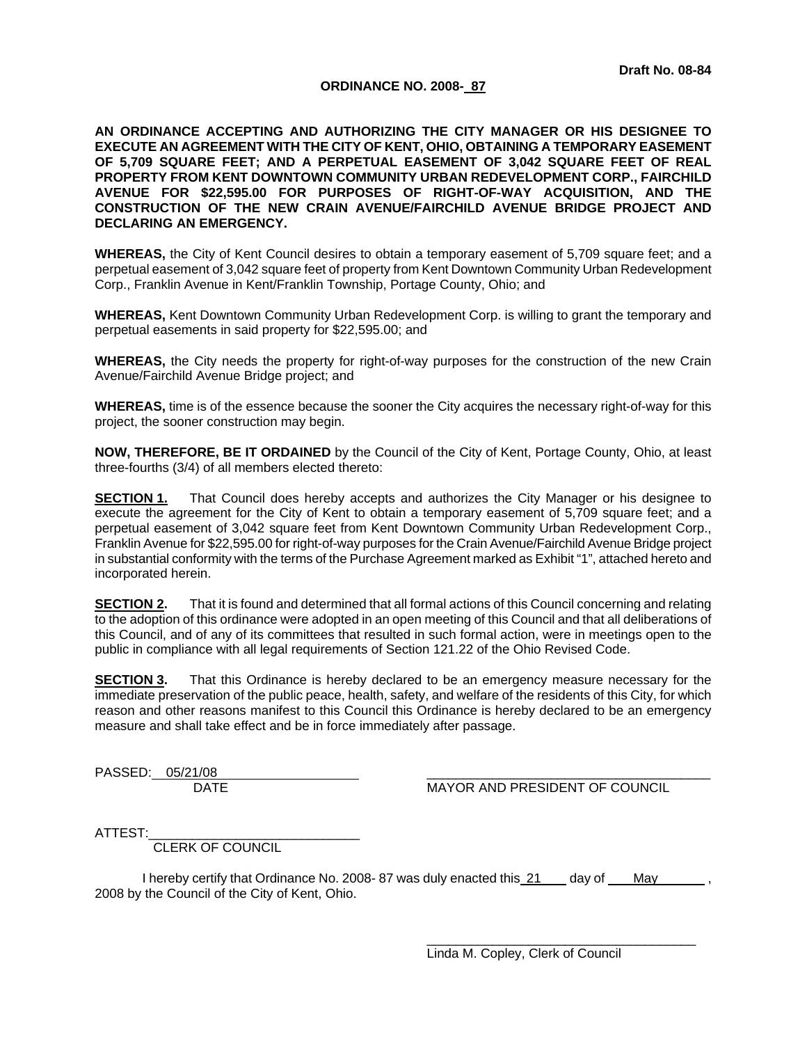Draft No. 08-84

**ORDINANCE NO. 2008- 87**

**AN ORDINANCE ACCEPTING AND AUTHORIZING THE CITY MANAGER OR HIS DESIGNEE TO EXECUTE AN AGREEMENT WITH THE CITY OF KENT, OHIO, OBTAINING A TEMPORARY EASEMENT OF 5,709 SQUARE FEET; AND A PERPETUAL EASEMENT OF 3,042 SQUARE FEET OF REAL PROPERTY FROM KENT DOWNTOWN COMMUNITY URBAN REDEVELOPMENT CORP., FAIRCHILD AVENUE FOR $22,595.00 FOR PURPOSES OF RIGHT-OF-WAY ACQUISITION, AND THE CONSTRUCTION OF THE NEW CRAIN AVENUE/FAIRCHILD AVENUE BRIDGE PROJECT AND DECLARING AN EMERGENCY.**

**WHEREAS,** the City of Kent Council desires to obtain a temporary easement of 5,709 square feet; and a perpetual easement of 3,042 square feet of property from Kent Downtown Community Urban Redevelopment Corp., Franklin Avenue in Kent/Franklin Township, Portage County, Ohio; and

**WHEREAS,** Kent Downtown Community Urban Redevelopment Corp. is willing to grant the temporary and perpetual easements in said property for $22,595.00; and

**WHEREAS,** the City needs the property for right-of-way purposes for the construction of the new Crain Avenue/Fairchild Avenue Bridge project; and

**WHEREAS,** time is of the essence because the sooner the City acquires the necessary right-of-way for this project, the sooner construction may begin.

**NOW, THEREFORE, BE IT ORDAINED** by the Council of the City of Kent, Portage County, Ohio, at least three-fourths (3/4) of all members elected thereto:

**SECTION 1.** That Council does hereby accepts and authorizes the City Manager or his designee to execute the agreement for the City of Kent to obtain a temporary easement of 5,709 square feet; and a perpetual easement of 3,042 square feet from Kent Downtown Community Urban Redevelopment Corp., Franklin Avenue for $22,595.00 for right-of-way purposes for the Crain Avenue/Fairchild Avenue Bridge project in substantial conformity with the terms of the Purchase Agreement marked as Exhibit "1", attached hereto and incorporated herein.

**SECTION 2.** That it is found and determined that all formal actions of this Council concerning and relating to the adoption of this ordinance were adopted in an open meeting of this Council and that all deliberations of this Council, and of any of its committees that resulted in such formal action, were in meetings open to the public in compliance with all legal requirements of Section 121.22 of the Ohio Revised Code.

**SECTION 3.** That this Ordinance is hereby declared to be an emergency measure necessary for the immediate preservation of the public peace, health, safety, and welfare of the residents of this City, for which reason and other reasons manifest to this Council this Ordinance is hereby declared to be an emergency measure and shall take effect and be in force immediately after passage.

PASSED: 05/21/08
DATE

_______________________________
MAYOR AND PRESIDENT OF COUNCIL

ATTEST:_______________________________
CLERK OF COUNCIL

I hereby certify that Ordinance No. 2008- 87 was duly enacted this 21 day of May , 2008 by the Council of the City of Kent, Ohio.

_______________________________
Linda M. Copley, Clerk of Council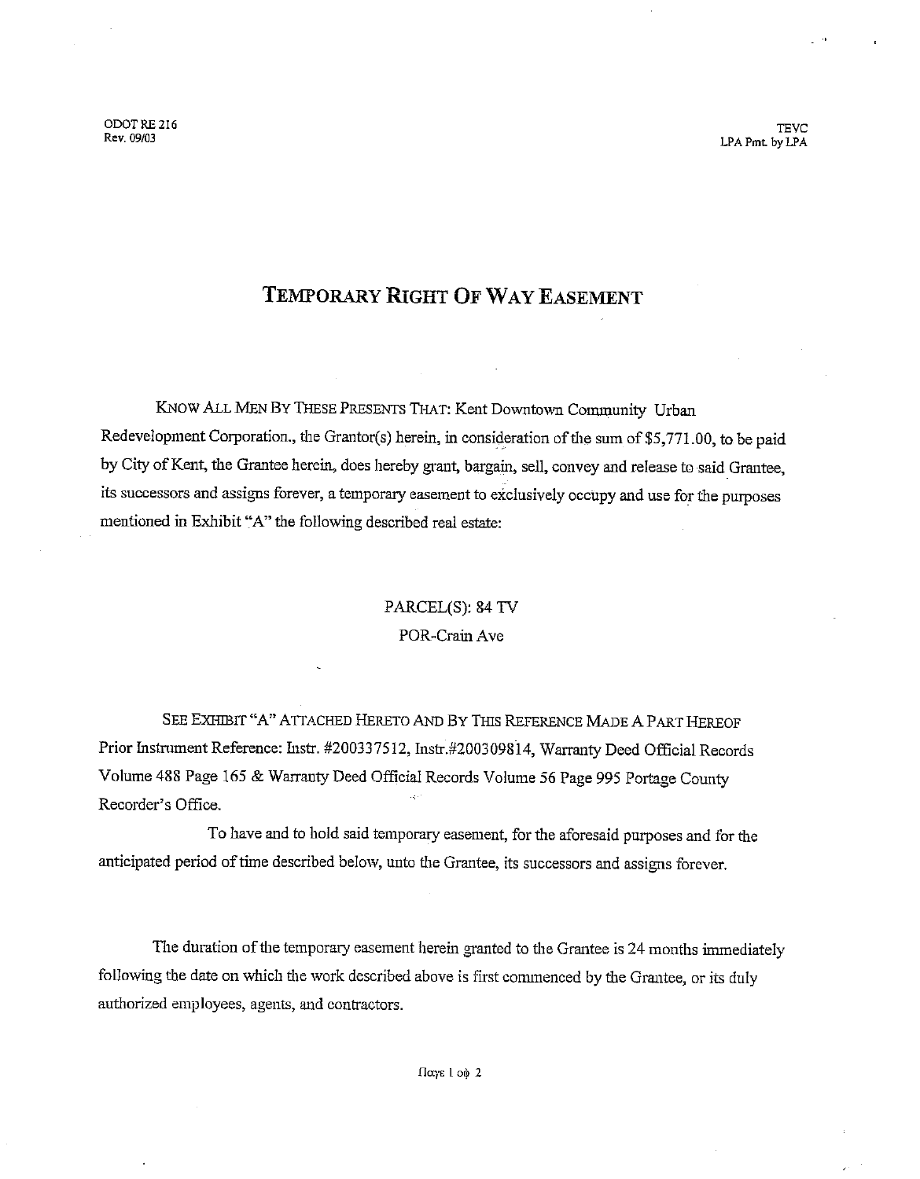ODOT RE 216
Rev. 09/03

TEVC
LPA Pmt. by LPA

# TEMPORARY RIGHT OF WAY EASEMENT

KNOW ALL MEN BY THESE PRESENTS THAT: Kent Downtown Community Urban Redevelopment Corporation., the Grantor(s) herein, in consideration of the sum of $5,771.00, to be paid by City of Kent, the Grantee herein, does hereby grant, bargain, sell, convey and release to said Grantee, its successors and assigns forever, a temporary easement to exclusively occupy and use for the purposes mentioned in Exhibit "A" the following described real estate:

PARCEL(S): 84 TV
POR-Crain Ave

SEE EXHIBIT "A" ATTACHED HERETO AND BY THIS REFERENCE MADE A PART HEREOF
Prior Instrument Reference: Instr. #200337512, Instr.#200309814, Warranty Deed Official Records Volume 488 Page 165 & Warranty Deed Official Records Volume 56 Page 995 Portage County Recorder's Office.

To have and to hold said temporary easement, for the aforesaid purposes and for the anticipated period of time described below, unto the Grantee, its successors and assigns forever.

The duration of the temporary easement herein granted to the Grantee is 24 months immediately following the date on which the work described above is first commenced by the Grantee, or its duly authorized employees, agents, and contractors.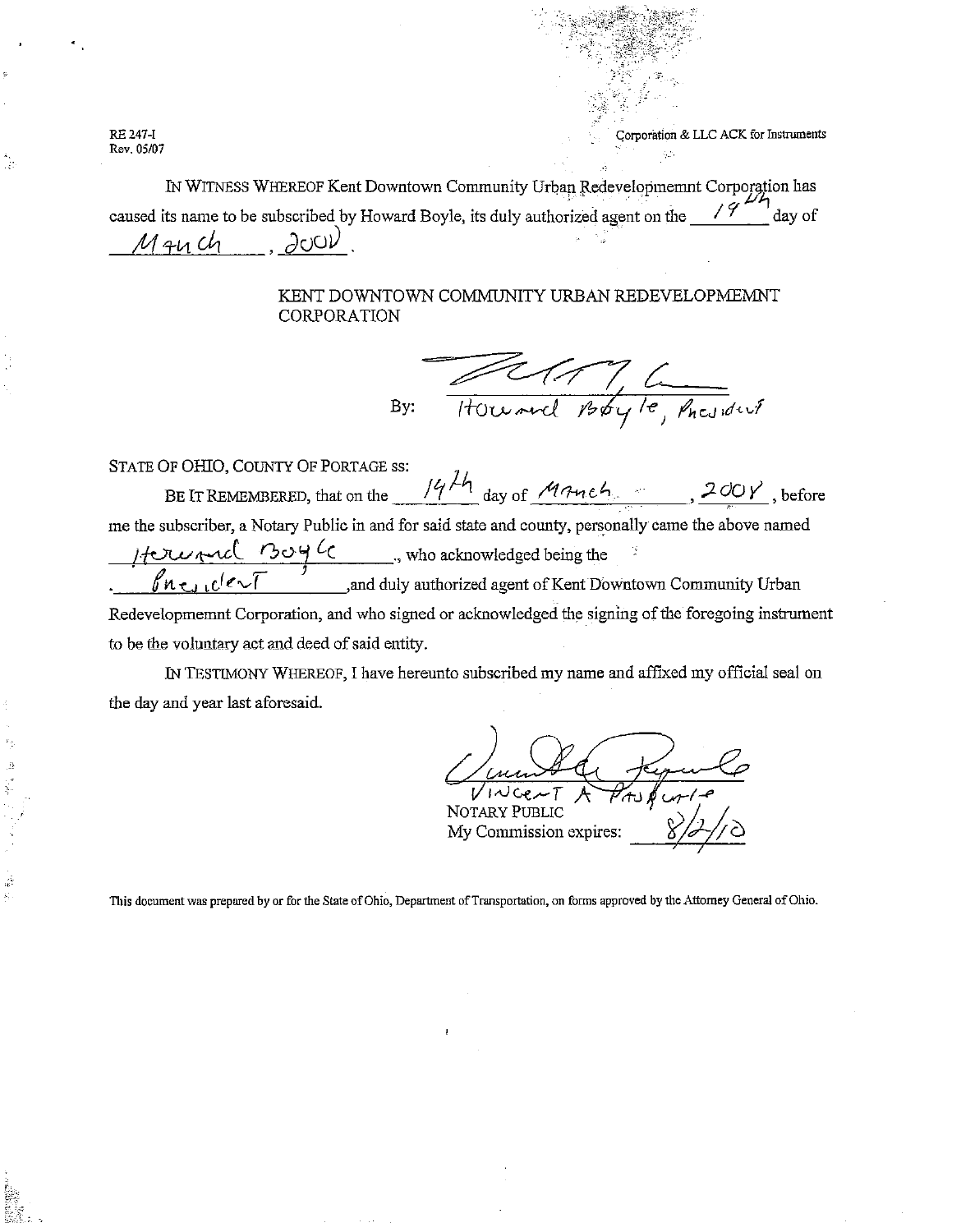RE 247-I
Rev. 05/07

Corporation & LLC ACK for Instruments

IN WITNESS WHEREOF Kent Downtown Community Urban Redevelopmemnt Corporation has caused its name to be subscribed by Howard Boyle, its duly authorized agent on the 19th day of March, 2008.

KENT DOWNTOWN COMMUNITY URBAN REDEVELOPMEMNT CORPORATION

By: Howard Boyle, President

STATE OF OHIO, COUNTY OF PORTAGE ss:

BE IT REMEMBERED, that on the 14th day of March, 2008, before me the subscriber, a Notary Public in and for said state and county, personally came the above named Howard Boyle, who acknowledged being the President, and duly authorized agent of Kent Downtown Community Urban Redevelopmemnt Corporation, and who signed or acknowledged the signing of the foregoing instrument to be the voluntary act and deed of said entity.

IN TESTIMONY WHEREOF, I have hereunto subscribed my name and affixed my official seal on the day and year last aforesaid.

VINCENT A PASQUALE
NOTARY PUBLIC
My Commission expires: 8/2/10

This document was prepared by or for the State of Ohio, Department of Transportation, on forms approved by the Attorney General of Ohio.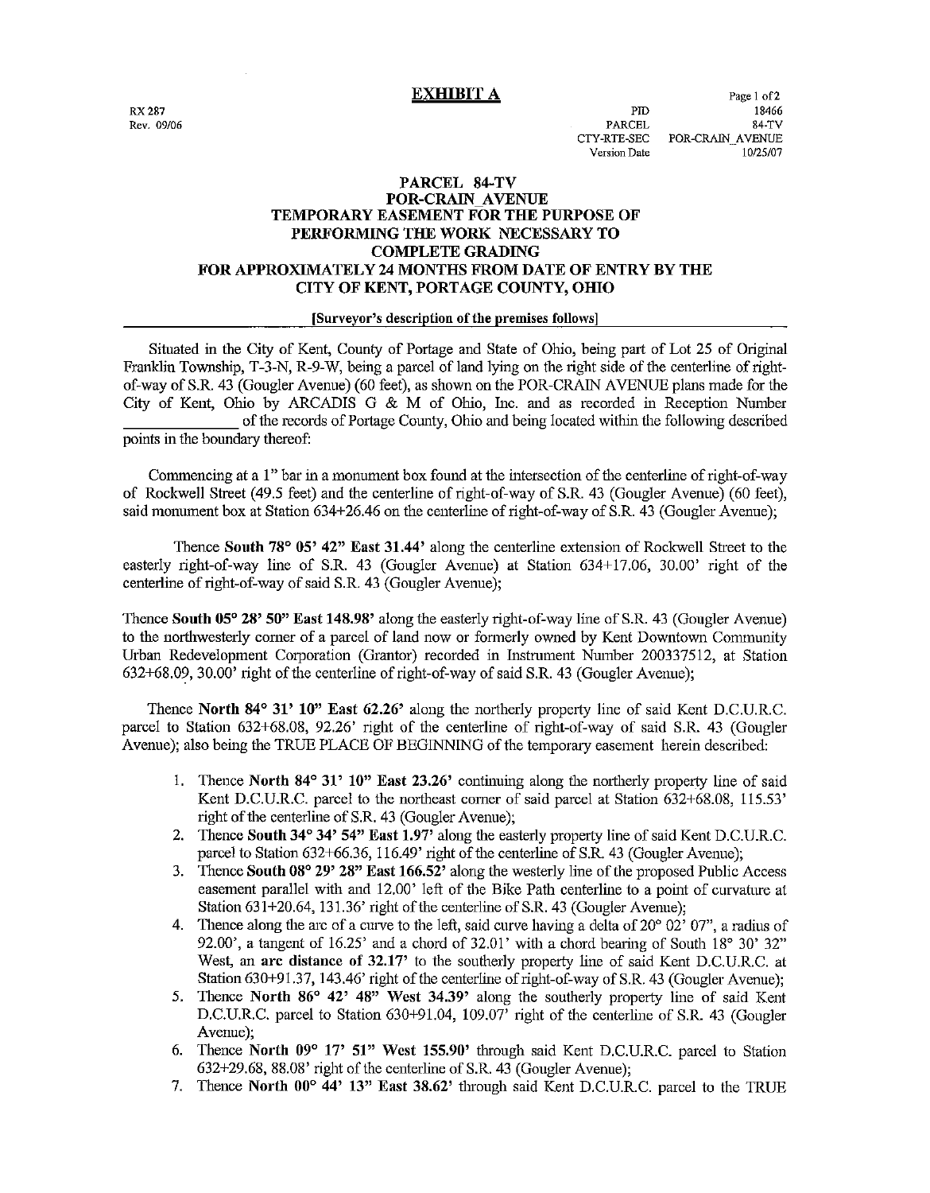# EXHIBIT A

RX 287
Rev. 09/06

| | |
|---|---|
| PID | 18466 |
| PARCEL | 84-TV |
| CTY-RTE-SEC | POR-CRAIN_AVENUE |
| Version Date | 10/25/07 |

## PARCEL 84-TV
## POR-CRAIN_AVENUE
## TEMPORARY EASEMENT FOR THE PURPOSE OF PERFORMING THE WORK NECESSARY TO COMPLETE GRADING FOR APPROXIMATELY 24 MONTHS FROM DATE OF ENTRY BY THE CITY OF KENT, PORTAGE COUNTY, OHIO

[Surveyor's description of the premises follows]

Situated in the City of Kent, County of Portage and State of Ohio, being part of Lot 25 of Original Franklin Township, T-3-N, R-9-W, being a parcel of land lying on the right side of the centerline of right-of-way of S.R. 43 (Gougler Avenue) (60 feet), as shown on the POR-CRAIN AVENUE plans made for the City of Kent, Ohio by ARCADIS G & M of Ohio, Inc. and as recorded in Reception Number ____________ of the records of Portage County, Ohio and being located within the following described points in the boundary thereof:

Commencing at a 1" bar in a monument box found at the intersection of the centerline of right-of-way of Rockwell Street (49.5 feet) and the centerline of right-of-way of S.R. 43 (Gougler Avenue) (60 feet), said monument box at Station 634+26.46 on the centerline of right-of-way of S.R. 43 (Gougler Avenue);

Thence **South 78° 05' 42" East 31.44'** along the centerline extension of Rockwell Street to the easterly right-of-way line of S.R. 43 (Gougler Avenue) at Station 634+17.06, 30.00' right of the centerline of right-of-way of said S.R. 43 (Gougler Avenue);

Thence **South 05° 28' 50" East 148.98'** along the easterly right-of-way line of S.R. 43 (Gougler Avenue) to the northwesterly corner of a parcel of land now or formerly owned by Kent Downtown Community Urban Redevelopment Corporation (Grantor) recorded in Instrument Number 200337512, at Station 632+68.09, 30.00' right of the centerline of right-of-way of said S.R. 43 (Gougler Avenue);

Thence **North 84° 31' 10" East 62.26'** along the northerly property line of said Kent D.C.U.R.C. parcel to Station 632+68.08, 92.26' right of the centerline of right-of-way of said S.R. 43 (Gougler Avenue); also being the TRUE PLACE OF BEGINNING of the temporary easement herein described:

1. Thence **North 84° 31' 10" East 23.26'** continuing along the northerly property line of said Kent D.C.U.R.C. parcel to the northeast corner of said parcel at Station 632+68.08, 115.53' right of the centerline of S.R. 43 (Gougler Avenue);
2. Thence **South 34° 34' 54" East 1.97'** along the easterly property line of said Kent D.C.U.R.C. parcel to Station 632+66.36, 116.49' right of the centerline of S.R. 43 (Gougler Avenue);
3. Thence **South 08° 29' 28" East 166.52'** along the westerly line of the proposed Public Access easement parallel with and 12.00' left of the Bike Path centerline to a point of curvature at Station 631+20.64, 131.36' right of the centerline of S.R. 43 (Gougler Avenue);
4. Thence along the arc of a curve to the left, said curve having a delta of 20° 02' 07", a radius of 92.00', a tangent of 16.25' and a chord of 32.01' with a chord bearing of South 18° 30' 32" West, an **arc distance of 32.17'** to the southerly property line of said Kent D.C.U.R.C. at Station 630+91.37, 143.46' right of the centerline of right-of-way of S.R. 43 (Gougler Avenue);
5. Thence **North 86° 42' 48" West 34.39'** along the southerly property line of said Kent D.C.U.R.C. parcel to Station 630+91.04, 109.07' right of the centerline of S.R. 43 (Gougler Avenue);
6. Thence **North 09° 17' 51" West 155.90'** through said Kent D.C.U.R.C. parcel to Station 632+29.68, 88.08' right of the centerline of S.R. 43 (Gougler Avenue);
7. Thence **North 00° 44' 13" East 38.62'** through said Kent D.C.U.R.C. parcel to the TRUE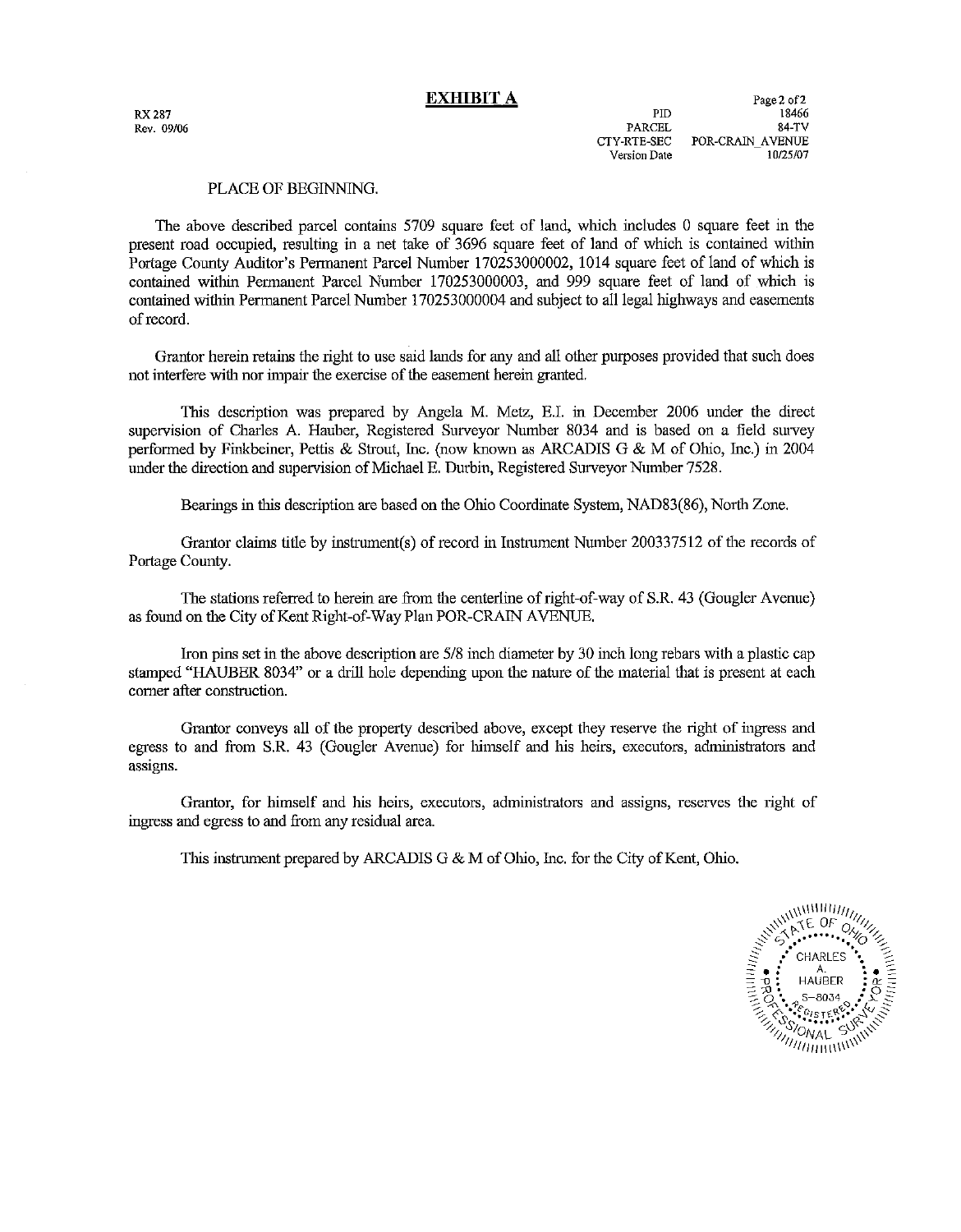# EXHIBIT A

RX 287
Rev. 09/06

| | |
|---|---|
| PID | 18466 |
| PARCEL | 84-TV |
| CTY-RTE-SEC | POR-CRAIN_AVENUE |
| Version Date | 10/25/07 |

PLACE OF BEGINNING.

The above described parcel contains 5709 square feet of land, which includes 0 square feet in the present road occupied, resulting in a net take of 3696 square feet of land of which is contained within Portage County Auditor's Permanent Parcel Number 170253000002, 1014 square feet of land of which is contained within Permanent Parcel Number 170253000003, and 999 square feet of land of which is contained within Permanent Parcel Number 170253000004 and subject to all legal highways and easements of record.

Grantor herein retains the right to use said lands for any and all other purposes provided that such does not interfere with nor impair the exercise of the easement herein granted.

This description was prepared by Angela M. Metz, E.I. in December 2006 under the direct supervision of Charles A. Hauber, Registered Surveyor Number 8034 and is based on a field survey performed by Finkbeiner, Pettis & Strout, Inc. (now known as ARCADIS G & M of Ohio, Inc.) in 2004 under the direction and supervision of Michael E. Durbin, Registered Surveyor Number 7528.

Bearings in this description are based on the Ohio Coordinate System, NAD83(86), North Zone.

Grantor claims title by instrument(s) of record in Instrument Number 200337512 of the records of Portage County.

The stations referred to herein are from the centerline of right-of-way of S.R. 43 (Gougler Avenue) as found on the City of Kent Right-of-Way Plan POR-CRAIN AVENUE.

Iron pins set in the above description are 5/8 inch diameter by 30 inch long rebars with a plastic cap stamped "HAUBER 8034" or a drill hole depending upon the nature of the material that is present at each corner after construction.

Grantor conveys all of the property described above, except they reserve the right of ingress and egress to and from S.R. 43 (Gougler Avenue) for himself and his heirs, executors, administrators and assigns.

Grantor, for himself and his heirs, executors, administrators and assigns, reserves the right of ingress and egress to and from any residual area.

This instrument prepared by ARCADIS G & M of Ohio, Inc. for the City of Kent, Ohio.

STATE OF OHIO
CHARLES A. HAUBER
S-8034
REGISTERED
PROFESSIONAL SURVEYOR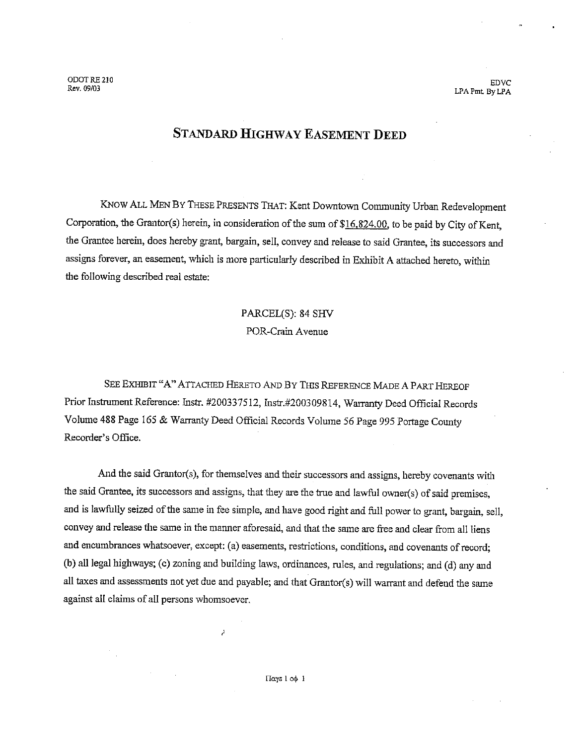ODOT RE 210
Rev. 09/03

EDVC
LPA Pmt. By LPA

# STANDARD HIGHWAY EASEMENT DEED

KNOW ALL MEN BY THESE PRESENTS THAT: Kent Downtown Community Urban Redevelopment Corporation, the Grantor(s) herein, in consideration of the sum of $16,824.00, to be paid by City of Kent, the Grantee herein, does hereby grant, bargain, sell, convey and release to said Grantee, its successors and assigns forever, an easement, which is more particularly described in Exhibit A attached hereto, within the following described real estate:

PARCEL(S): 84 SHV
POR-Crain Avenue

SEE EXHIBIT "A" ATTACHED HERETO AND BY THIS REFERENCE MADE A PART HEREOF
Prior Instrument Reference: Instr. #200337512, Instr.#200309814, Warranty Deed Official Records Volume 488 Page 165 & Warranty Deed Official Records Volume 56 Page 995 Portage County Recorder's Office.

And the said Grantor(s), for themselves and their successors and assigns, hereby covenants with the said Grantee, its successors and assigns, that they are the true and lawful owner(s) of said premises, and is lawfully seized of the same in fee simple, and have good right and full power to grant, bargain, sell, convey and release the same in the manner aforesaid, and that the same are free and clear from all liens and encumbrances whatsoever, except: (a) easements, restrictions, conditions, and covenants of record; (b) all legal highways; (c) zoning and building laws, ordinances, rules, and regulations; and (d) any and all taxes and assessments not yet due and payable; and that Grantor(s) will warrant and defend the same against all claims of all persons whomsoever.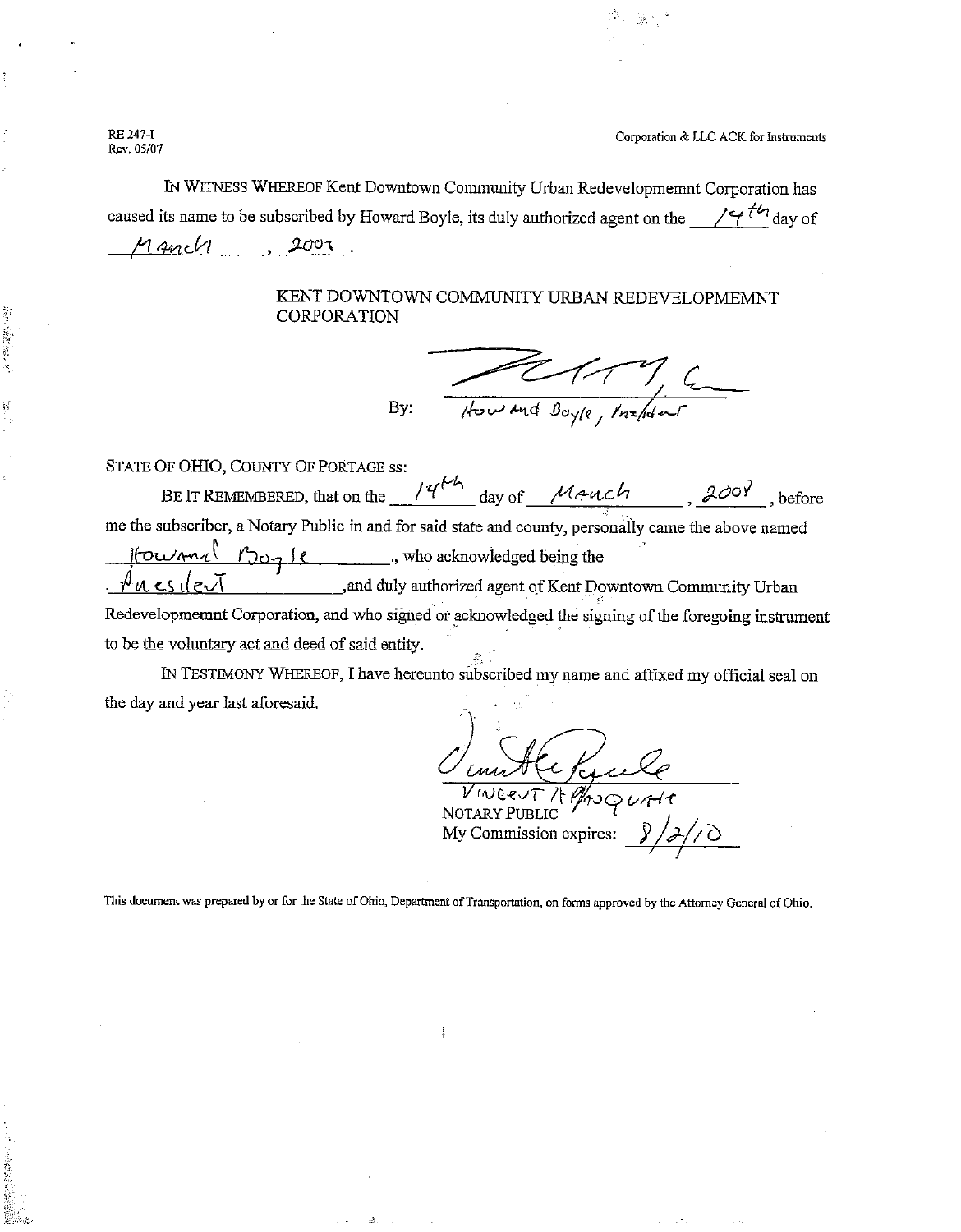RE 247-I
Rev. 05/07

Corporation & LLC ACK for Instruments

IN WITNESS WHEREOF Kent Downtown Community Urban Redevelopmemnt Corporation has caused its name to be subscribed by Howard Boyle, its duly authorized agent on the 14th day of March, 2007.

KENT DOWNTOWN COMMUNITY URBAN REDEVELOPMEMNT CORPORATION

By: Howard Boyle, President

STATE OF OHIO, COUNTY OF PORTAGE ss:

BE IT REMEMBERED, that on the 14th day of March, 2007, before me the subscriber, a Notary Public in and for said state and county, personally came the above named Howard Boyle, who acknowledged being the President, and duly authorized agent of Kent Downtown Community Urban Redevelopmemnt Corporation, and who signed or acknowledged the signing of the foregoing instrument to be the voluntary act and deed of said entity.

IN TESTIMONY WHEREOF, I have hereunto subscribed my name and affixed my official seal on the day and year last aforesaid.

Vincent A Pasquale
NOTARY PUBLIC
My Commission expires: 8/2/10

This document was prepared by or for the State of Ohio, Department of Transportation, on forms approved by the Attorney General of Ohio.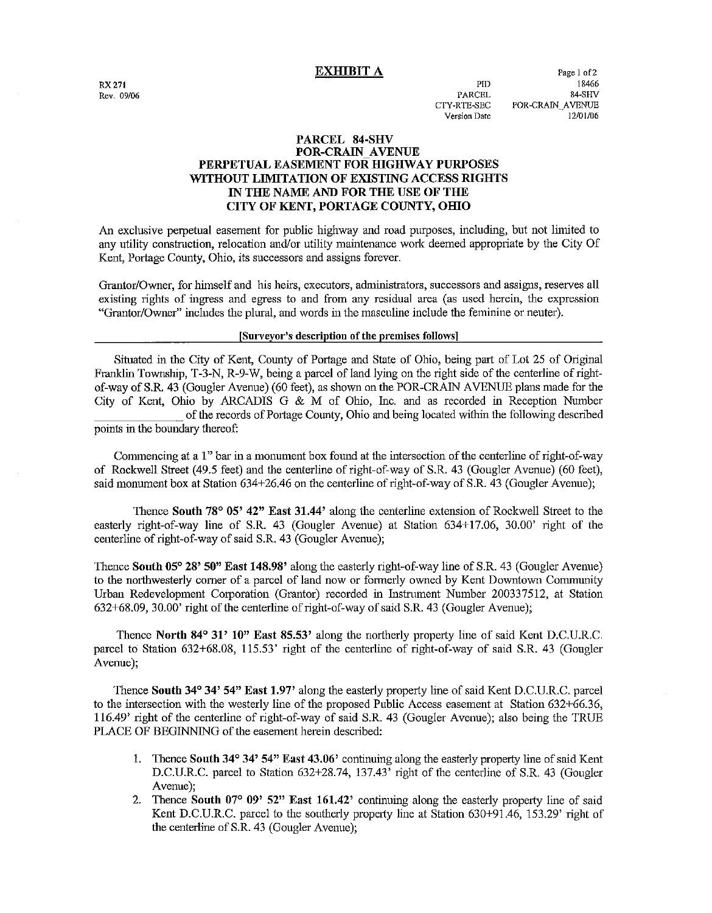# EXHIBIT A

RX 271
Rev. 09/06

| | |
|---|---|
| PID | 18466 |
| PARCEL | 84-SHV |
| CTY-RTE-SEC | POR-CRAIN_AVENUE |
| Version Date | 12/01/06 |

## PARCEL 84-SHV
## POR-CRAIN_AVENUE
## PERPETUAL EASEMENT FOR HIGHWAY PURPOSES
## WITHOUT LIMITATION OF EXISTING ACCESS RIGHTS
## IN THE NAME AND FOR THE USE OF THE
## CITY OF KENT, PORTAGE COUNTY, OHIO

An exclusive perpetual easement for public highway and road purposes, including, but not limited to any utility construction, relocation and/or utility maintenance work deemed appropriate by the City Of Kent, Portage County, Ohio, its successors and assigns forever.

Grantor/Owner, for himself and his heirs, executors, administrators, successors and assigns, reserves all existing rights of ingress and egress to and from any residual area (as used herein, the expression "Grantor/Owner" includes the plural, and words in the masculine include the feminine or neuter).

**[Surveyor's description of the premises follows]**

Situated in the City of Kent, County of Portage and State of Ohio, being part of Lot 25 of Original Franklin Township, T-3-N, R-9-W, being a parcel of land lying on the right side of the centerline of right-of-way of S.R. 43 (Gougler Avenue) (60 feet), as shown on the POR-CRAIN AVENUE plans made for the City of Kent, Ohio by ARCADIS G & M of Ohio, Inc. and as recorded in Reception Number ______________ of the records of Portage County, Ohio and being located within the following described points in the boundary thereof:

Commencing at a 1" bar in a monument box found at the intersection of the centerline of right-of-way of Rockwell Street (49.5 feet) and the centerline of right-of-way of S.R. 43 (Gougler Avenue) (60 feet), said monument box at Station 634+26.46 on the centerline of right-of-way of S.R. 43 (Gougler Avenue);

Thence **South 78° 05' 42" East 31.44'** along the centerline extension of Rockwell Street to the easterly right-of-way line of S.R. 43 (Gougler Avenue) at Station 634+17.06, 30.00' right of the centerline of right-of-way of said S.R. 43 (Gougler Avenue);

Thence **South 05° 28' 50" East 148.98'** along the easterly right-of-way line of S.R. 43 (Gougler Avenue) to the northwesterly corner of a parcel of land now or formerly owned by Kent Downtown Community Urban Redevelopment Corporation (Grantor) recorded in Instrument Number 200337512, at Station 632+68.09, 30.00' right of the centerline of right-of-way of said S.R. 43 (Gougler Avenue);

Thence **North 84° 31' 10" East 85.53'** along the northerly property line of said Kent D.C.U.R.C. parcel to Station 632+68.08, 115.53' right of the centerline of right-of-way of said S.R. 43 (Gougler Avenue);

Thence **South 34° 34' 54" East 1.97'** along the easterly property line of said Kent D.C.U.R.C. parcel to the intersection with the westerly line of the proposed Public Access easement at Station 632+66.36, 116.49' right of the centerline of right-of-way of said S.R. 43 (Gougler Avenue); also being the TRUE PLACE OF BEGINNING of the easement herein described:

1. Thence **South 34° 34' 54" East 43.06'** continuing along the easterly property line of said Kent D.C.U.R.C. parcel to Station 632+28.74, 137.43' right of the centerline of S.R. 43 (Gougler Avenue);
2. Thence **South 07° 09' 52" East 161.42'** continuing along the easterly property line of said Kent D.C.U.R.C. parcel to the southerly property line at Station 630+91.46, 153.29' right of the centerline of S.R. 43 (Gougler Avenue);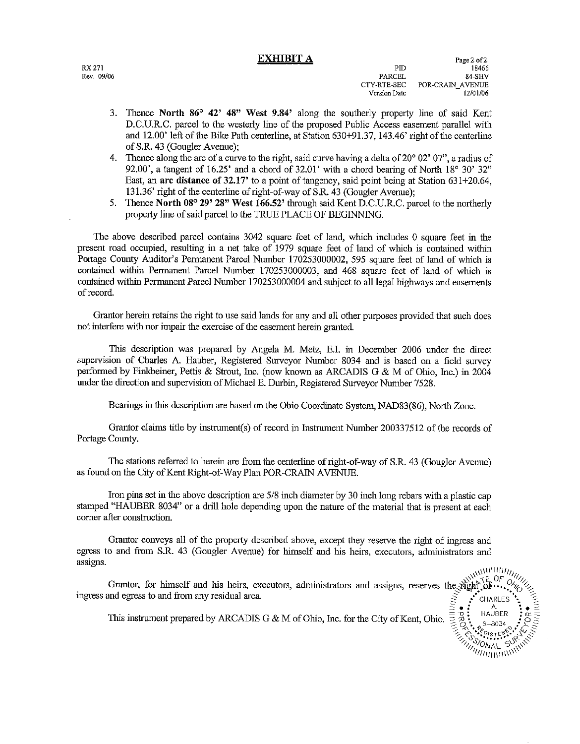## EXHIBIT A

RX 271
Rev. 09/06

| | |
|---|---|
| PID | 18466 |
| PARCEL | 84-SHV |
| CTY-RTE-SEC | POR-CRAIN_AVENUE |
| Version Date | 12/01/06 |

3. Thence **North 86° 42' 48" West 9.84'** along the southerly property line of said Kent D.C.U.R.C. parcel to the westerly line of the proposed Public Access easement parallel with and 12.00' left of the Bike Path centerline, at Station 630+91.37, 143.46' right of the centerline of S.R. 43 (Gougler Avenue);
4. Thence along the arc of a curve to the right, said curve having a delta of 20° 02' 07", a radius of 92.00', a tangent of 16.25' and a chord of 32.01' with a chord bearing of North 18° 30' 32" East, an **arc distance of 32.17'** to a point of tangency, said point being at Station 631+20.64, 131.36' right of the centerline of right-of-way of S.R. 43 (Gougler Avenue);
5. Thence **North 08° 29' 28" West 166.52'** through said Kent D.C.U.R.C. parcel to the northerly property line of said parcel to the TRUE PLACE OF BEGINNING.

The above described parcel contains 3042 square feet of land, which includes 0 square feet in the present road occupied, resulting in a net take of 1979 square feet of land of which is contained within Portage County Auditor's Permanent Parcel Number 170253000002, 595 square feet of land of which is contained within Permanent Parcel Number 170253000003, and 468 square feet of land of which is contained within Permanent Parcel Number 170253000004 and subject to all legal highways and easements of record.

Grantor herein retains the right to use said lands for any and all other purposes provided that such does not interfere with nor impair the exercise of the easement herein granted.

This description was prepared by Angela M. Metz, E.I. in December 2006 under the direct supervision of Charles A. Hauber, Registered Surveyor Number 8034 and is based on a field survey performed by Finkbeiner, Pettis & Strout, Inc. (now known as ARCADIS G & M of Ohio, Inc.) in 2004 under the direction and supervision of Michael E. Durbin, Registered Surveyor Number 7528.

Bearings in this description are based on the Ohio Coordinate System, NAD83(86), North Zone.

Grantor claims title by instrument(s) of record in Instrument Number 200337512 of the records of Portage County.

The stations referred to herein are from the centerline of right-of-way of S.R. 43 (Gougler Avenue) as found on the City of Kent Right-of-Way Plan POR-CRAIN AVENUE.

Iron pins set in the above description are 5/8 inch diameter by 30 inch long rebars with a plastic cap stamped "HAUBER 8034" or a drill hole depending upon the nature of the material that is present at each corner after construction.

Grantor conveys all of the property described above, except they reserve the right of ingress and egress to and from S.R. 43 (Gougler Avenue) for himself and his heirs, executors, administrators and assigns.

Grantor, for himself and his heirs, executors, administrators and assigns, reserves the right of ingress and egress to and from any residual area.

This instrument prepared by ARCADIS G & M of Ohio, Inc. for the City of Kent, Ohio.

STATE OF OHIO
CHARLES A. HAUBER
S-8034
REGISTERED
PROFESSIONAL SURVEYOR